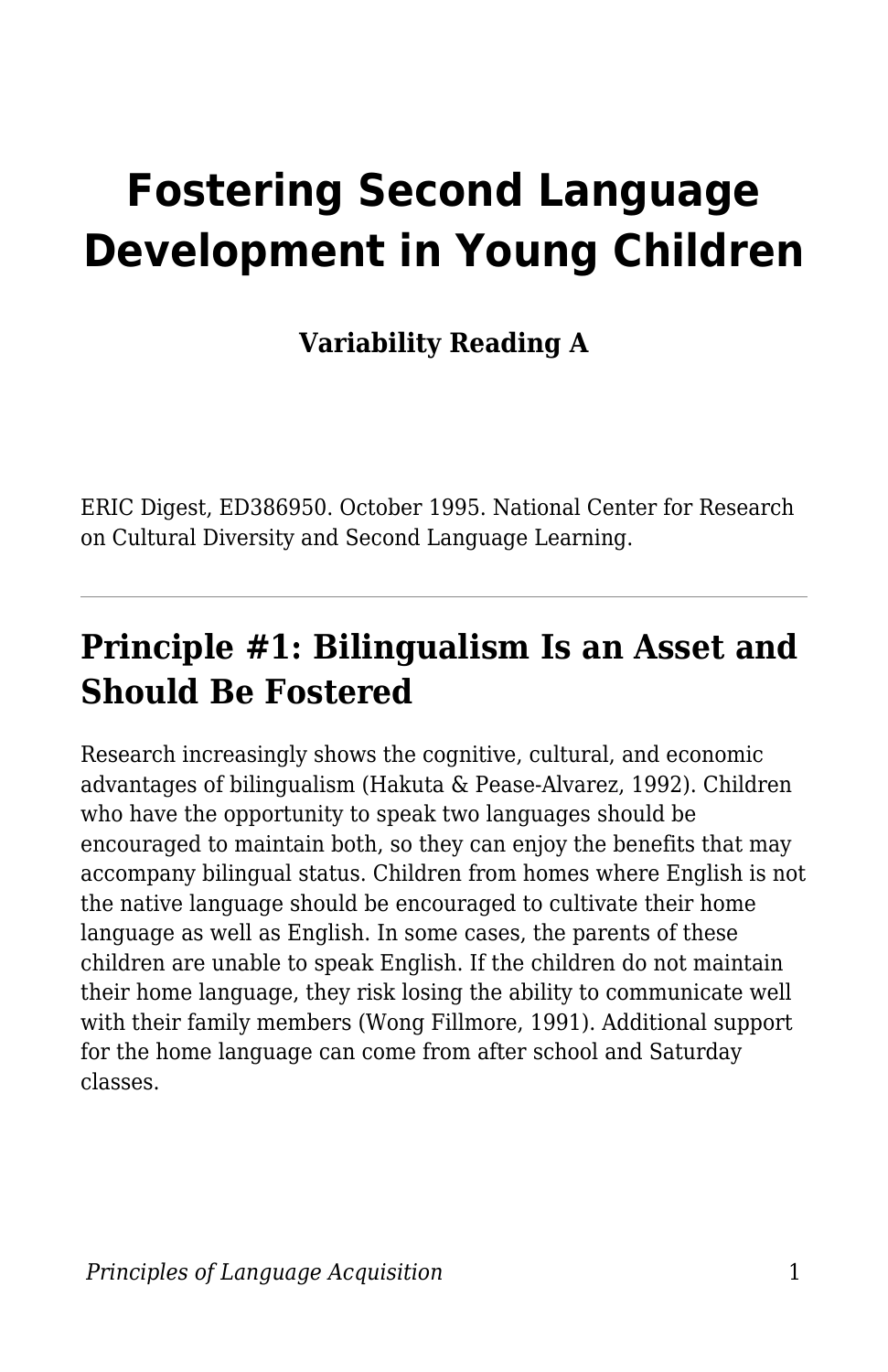# Fostering Second Language Development in Young Children

**Variability Reading A**

ERIC Digest, ED386950. October 1995. National Center for Research on Cultural Diversity and Second Language Learning.

---

## Principle #1: Bilingualism Is an Asset and Should Be Fostered

Research increasingly shows the cognitive, cultural, and economic advantages of bilingualism (Hakuta & Pease-Alvarez, 1992). Children who have the opportunity to speak two languages should be encouraged to maintain both, so they can enjoy the benefits that may accompany bilingual status. Children from homes where English is not the native language should be encouraged to cultivate their home language as well as English. In some cases, the parents of these children are unable to speak English. If the children do not maintain their home language, they risk losing the ability to communicate well with their family members (Wong Fillmore, 1991). Additional support for the home language can come from after school and Saturday classes.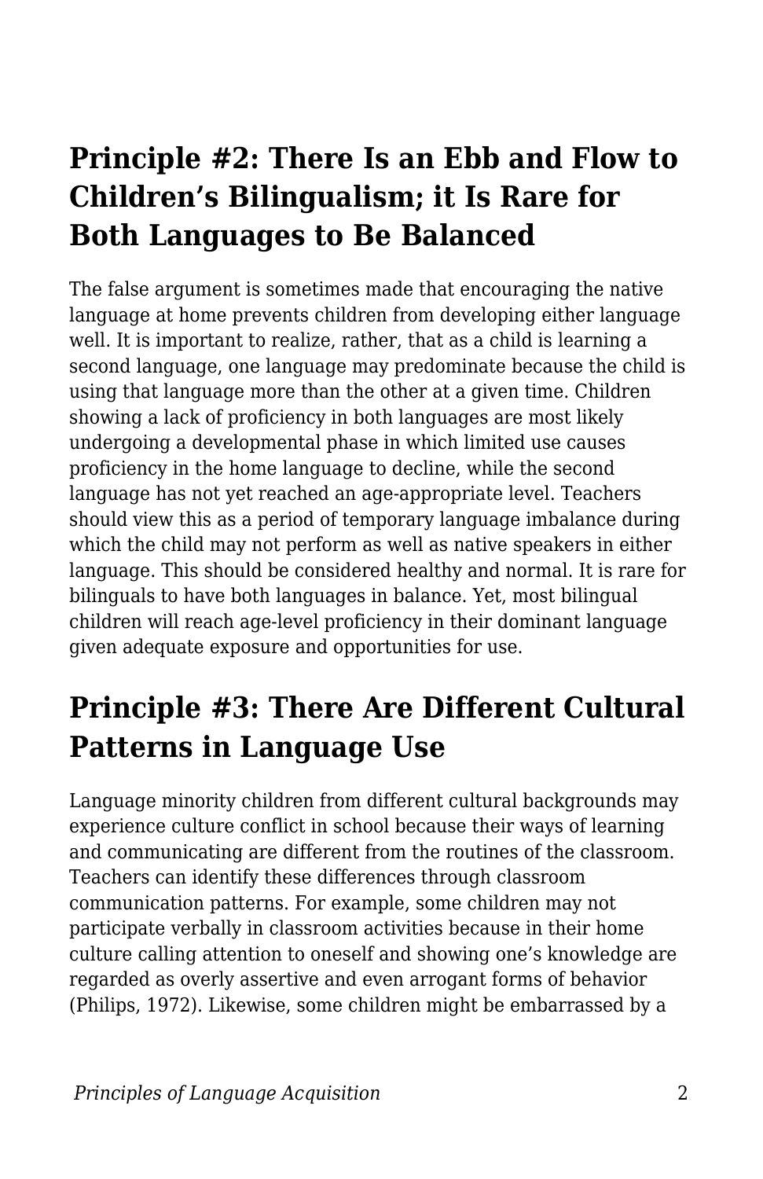## Principle #2: There Is an Ebb and Flow to Children's Bilingualism; it Is Rare for Both Languages to Be Balanced

The false argument is sometimes made that encouraging the native language at home prevents children from developing either language well. It is important to realize, rather, that as a child is learning a second language, one language may predominate because the child is using that language more than the other at a given time. Children showing a lack of proficiency in both languages are most likely undergoing a developmental phase in which limited use causes proficiency in the home language to decline, while the second language has not yet reached an age-appropriate level. Teachers should view this as a period of temporary language imbalance during which the child may not perform as well as native speakers in either language. This should be considered healthy and normal. It is rare for bilinguals to have both languages in balance. Yet, most bilingual children will reach age-level proficiency in their dominant language given adequate exposure and opportunities for use.

## Principle #3: There Are Different Cultural Patterns in Language Use

Language minority children from different cultural backgrounds may experience culture conflict in school because their ways of learning and communicating are different from the routines of the classroom. Teachers can identify these differences through classroom communication patterns. For example, some children may not participate verbally in classroom activities because in their home culture calling attention to oneself and showing one's knowledge are regarded as overly assertive and even arrogant forms of behavior (Philips, 1972). Likewise, some children might be embarrassed by a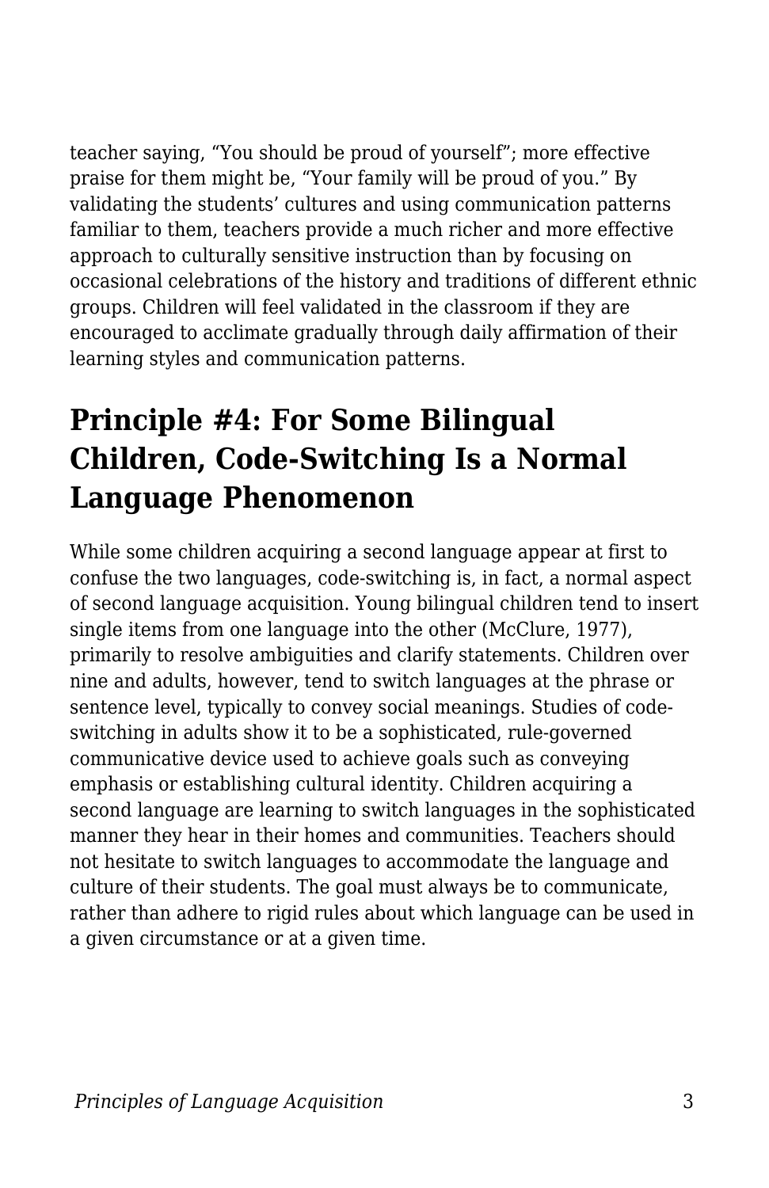teacher saying, “You should be proud of yourself”; more effective praise for them might be, “Your family will be proud of you.” By validating the students’ cultures and using communication patterns familiar to them, teachers provide a much richer and more effective approach to culturally sensitive instruction than by focusing on occasional celebrations of the history and traditions of different ethnic groups. Children will feel validated in the classroom if they are encouraged to acclimate gradually through daily affirmation of their learning styles and communication patterns.

## Principle #4: For Some Bilingual Children, Code-Switching Is a Normal Language Phenomenon

While some children acquiring a second language appear at first to confuse the two languages, code-switching is, in fact, a normal aspect of second language acquisition. Young bilingual children tend to insert single items from one language into the other (McClure, 1977), primarily to resolve ambiguities and clarify statements. Children over nine and adults, however, tend to switch languages at the phrase or sentence level, typically to convey social meanings. Studies of code-switching in adults show it to be a sophisticated, rule-governed communicative device used to achieve goals such as conveying emphasis or establishing cultural identity. Children acquiring a second language are learning to switch languages in the sophisticated manner they hear in their homes and communities. Teachers should not hesitate to switch languages to accommodate the language and culture of their students. The goal must always be to communicate, rather than adhere to rigid rules about which language can be used in a given circumstance or at a given time.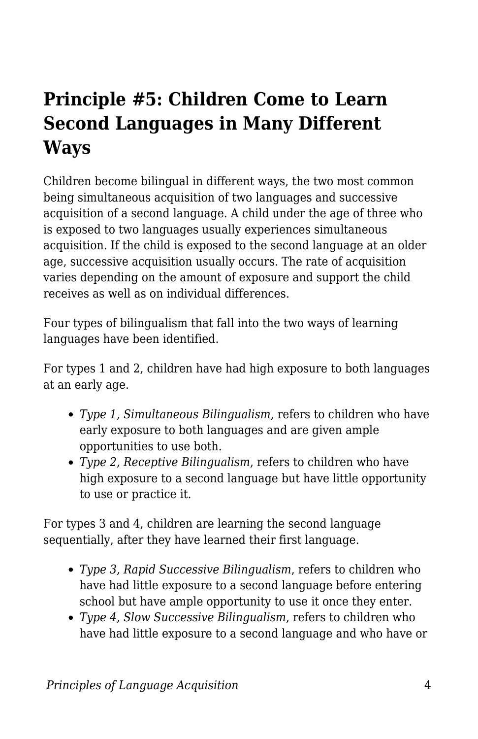## Principle #5: Children Come to Learn Second Languages in Many Different Ways

Children become bilingual in different ways, the two most common being simultaneous acquisition of two languages and successive acquisition of a second language. A child under the age of three who is exposed to two languages usually experiences simultaneous acquisition. If the child is exposed to the second language at an older age, successive acquisition usually occurs. The rate of acquisition varies depending on the amount of exposure and support the child receives as well as on individual differences.

Four types of bilingualism that fall into the two ways of learning languages have been identified.

For types 1 and 2, children have had high exposure to both languages at an early age.

- *Type 1, Simultaneous Bilingualism*, refers to children who have early exposure to both languages and are given ample opportunities to use both.
- *Type 2, Receptive Bilingualism*, refers to children who have high exposure to a second language but have little opportunity to use or practice it.

For types 3 and 4, children are learning the second language sequentially, after they have learned their first language.

- *Type 3, Rapid Successive Bilingualism*, refers to children who have had little exposure to a second language before entering school but have ample opportunity to use it once they enter.
- *Type 4, Slow Successive Bilingualism*, refers to children who have had little exposure to a second language and who have or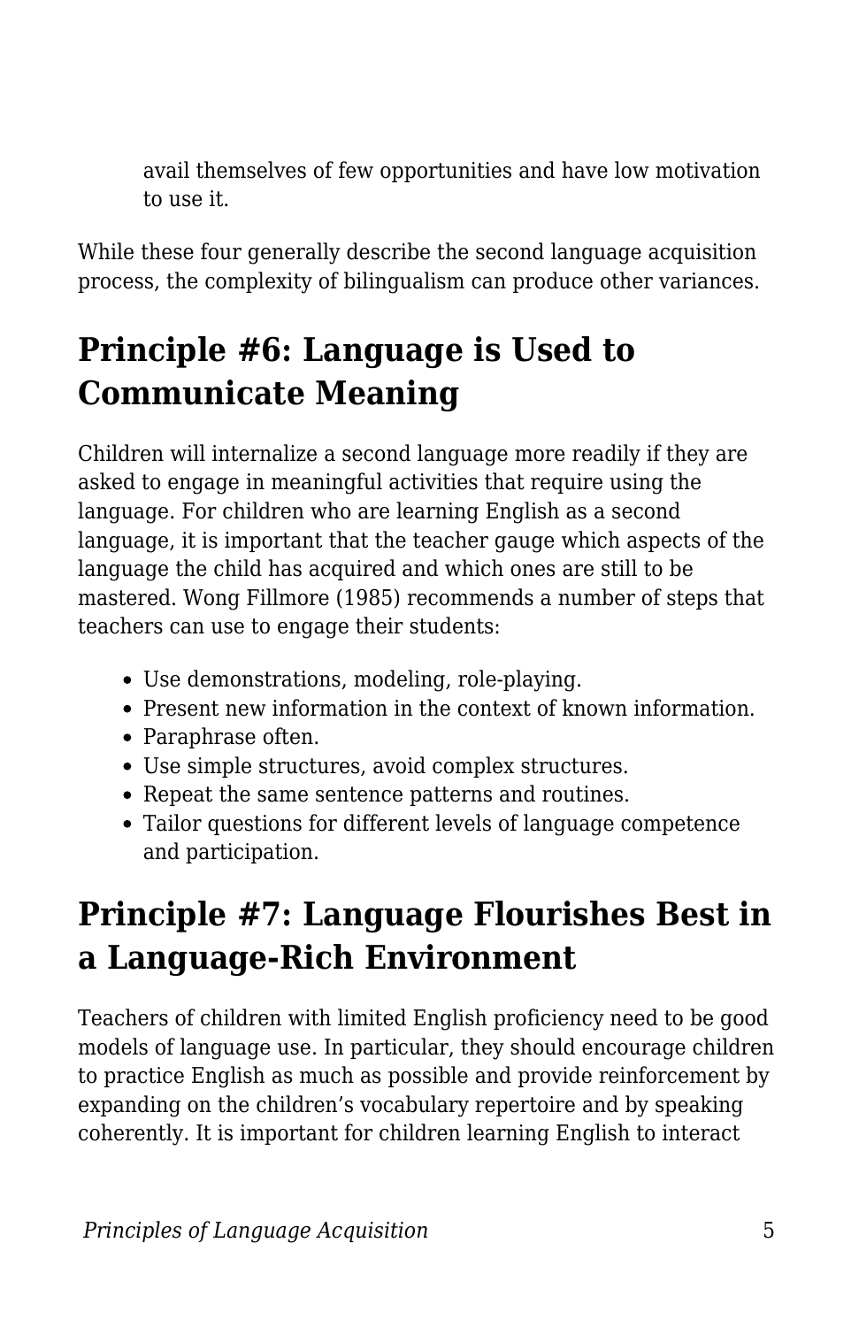avail themselves of few opportunities and have low motivation to use it.

While these four generally describe the second language acquisition process, the complexity of bilingualism can produce other variances.

## Principle #6: Language is Used to Communicate Meaning

Children will internalize a second language more readily if they are asked to engage in meaningful activities that require using the language. For children who are learning English as a second language, it is important that the teacher gauge which aspects of the language the child has acquired and which ones are still to be mastered. Wong Fillmore (1985) recommends a number of steps that teachers can use to engage their students:

- Use demonstrations, modeling, role-playing.
- Present new information in the context of known information.
- Paraphrase often.
- Use simple structures, avoid complex structures.
- Repeat the same sentence patterns and routines.
- Tailor questions for different levels of language competence and participation.

## Principle #7: Language Flourishes Best in a Language-Rich Environment

Teachers of children with limited English proficiency need to be good models of language use. In particular, they should encourage children to practice English as much as possible and provide reinforcement by expanding on the children's vocabulary repertoire and by speaking coherently. It is important for children learning English to interact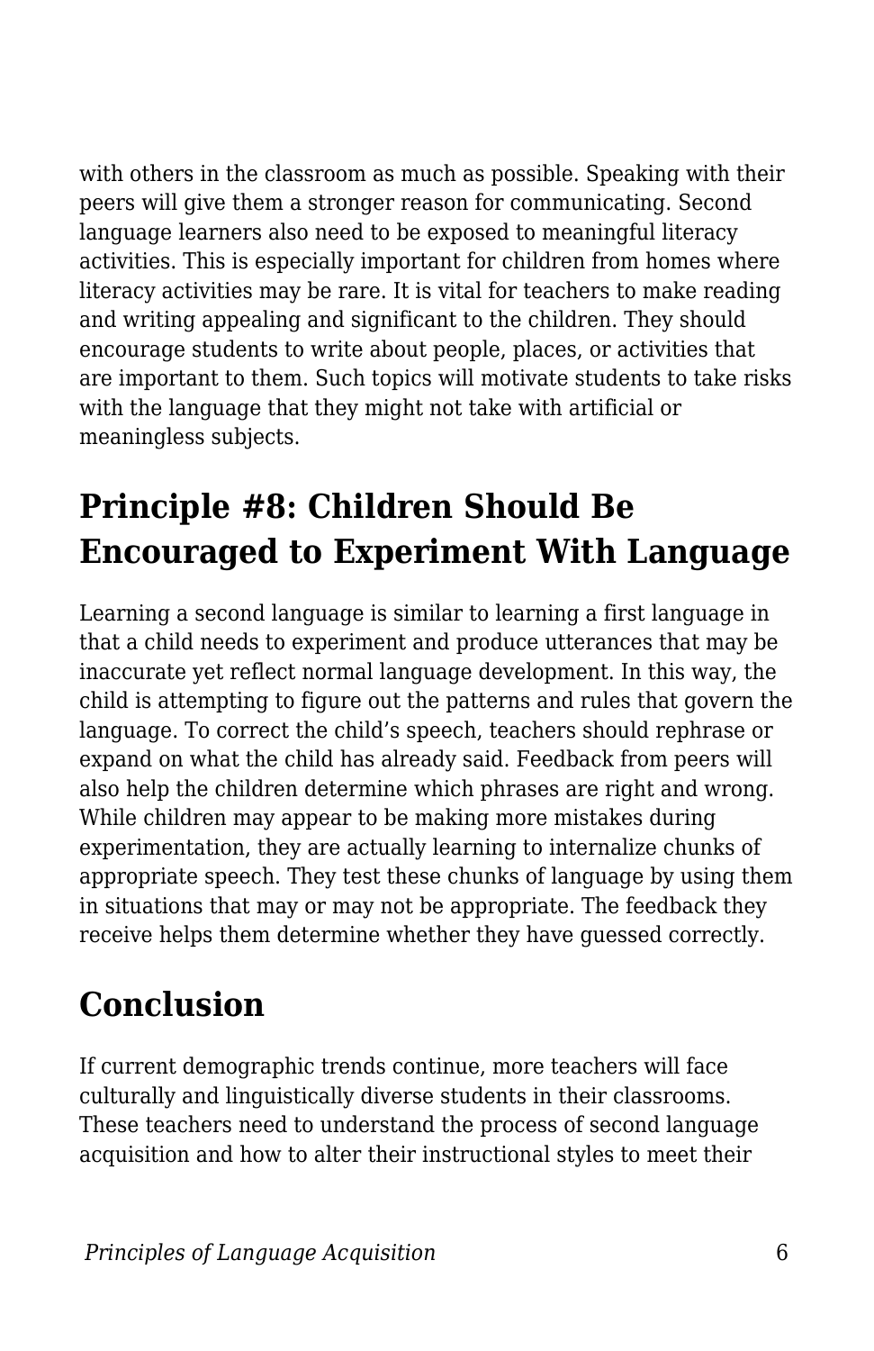with others in the classroom as much as possible. Speaking with their peers will give them a stronger reason for communicating. Second language learners also need to be exposed to meaningful literacy activities. This is especially important for children from homes where literacy activities may be rare. It is vital for teachers to make reading and writing appealing and significant to the children. They should encourage students to write about people, places, or activities that are important to them. Such topics will motivate students to take risks with the language that they might not take with artificial or meaningless subjects.

## Principle #8: Children Should Be Encouraged to Experiment With Language

Learning a second language is similar to learning a first language in that a child needs to experiment and produce utterances that may be inaccurate yet reflect normal language development. In this way, the child is attempting to figure out the patterns and rules that govern the language. To correct the child's speech, teachers should rephrase or expand on what the child has already said. Feedback from peers will also help the children determine which phrases are right and wrong. While children may appear to be making more mistakes during experimentation, they are actually learning to internalize chunks of appropriate speech. They test these chunks of language by using them in situations that may or may not be appropriate. The feedback they receive helps them determine whether they have guessed correctly.

## Conclusion

If current demographic trends continue, more teachers will face culturally and linguistically diverse students in their classrooms. These teachers need to understand the process of second language acquisition and how to alter their instructional styles to meet their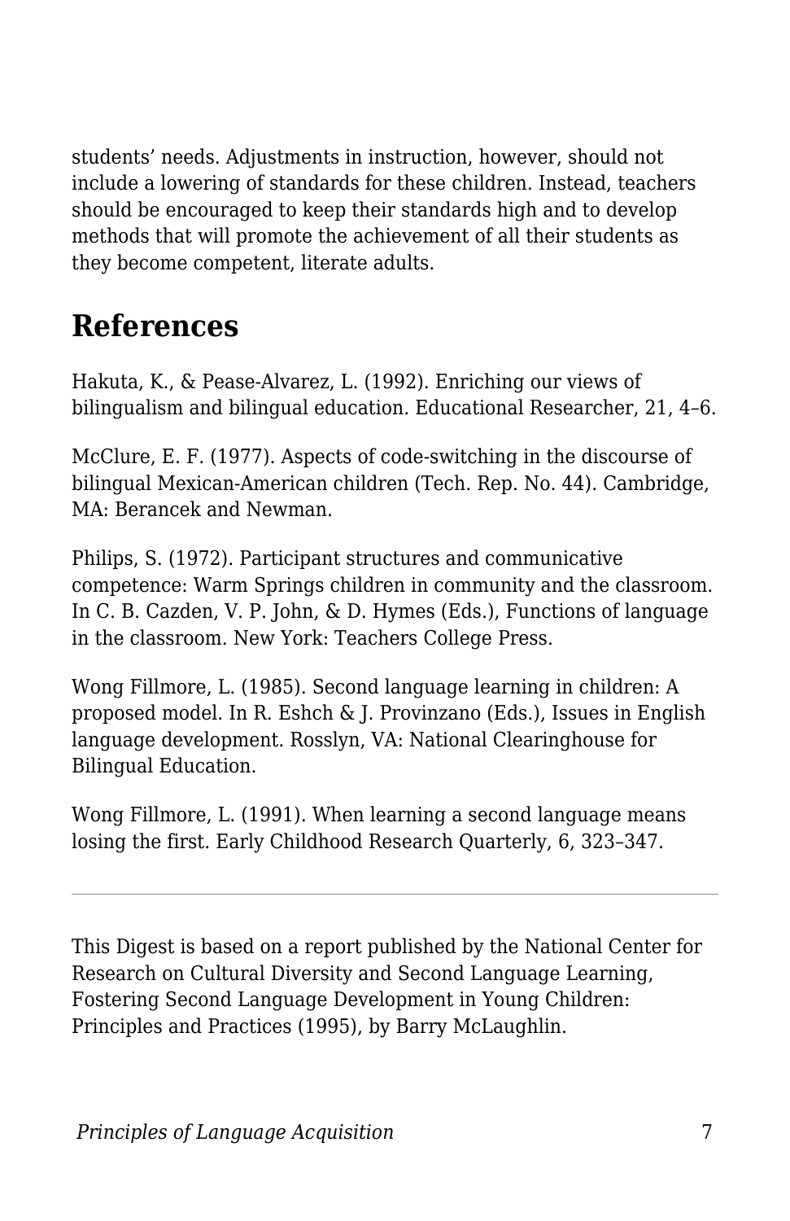students' needs. Adjustments in instruction, however, should not include a lowering of standards for these children. Instead, teachers should be encouraged to keep their standards high and to develop methods that will promote the achievement of all their students as they become competent, literate adults.

## References

Hakuta, K., & Pease-Alvarez, L. (1992). Enriching our views of bilingualism and bilingual education. Educational Researcher, 21, 4–6.

McClure, E. F. (1977). Aspects of code-switching in the discourse of bilingual Mexican-American children (Tech. Rep. No. 44). Cambridge, MA: Berancek and Newman.

Philips, S. (1972). Participant structures and communicative competence: Warm Springs children in community and the classroom. In C. B. Cazden, V. P. John, & D. Hymes (Eds.), Functions of language in the classroom. New York: Teachers College Press.

Wong Fillmore, L. (1985). Second language learning in children: A proposed model. In R. Eshch & J. Provinzano (Eds.), Issues in English language development. Rosslyn, VA: National Clearinghouse for Bilingual Education.

Wong Fillmore, L. (1991). When learning a second language means losing the first. Early Childhood Research Quarterly, 6, 323–347.

---

This Digest is based on a report published by the National Center for Research on Cultural Diversity and Second Language Learning, Fostering Second Language Development in Young Children: Principles and Practices (1995), by Barry McLaughlin.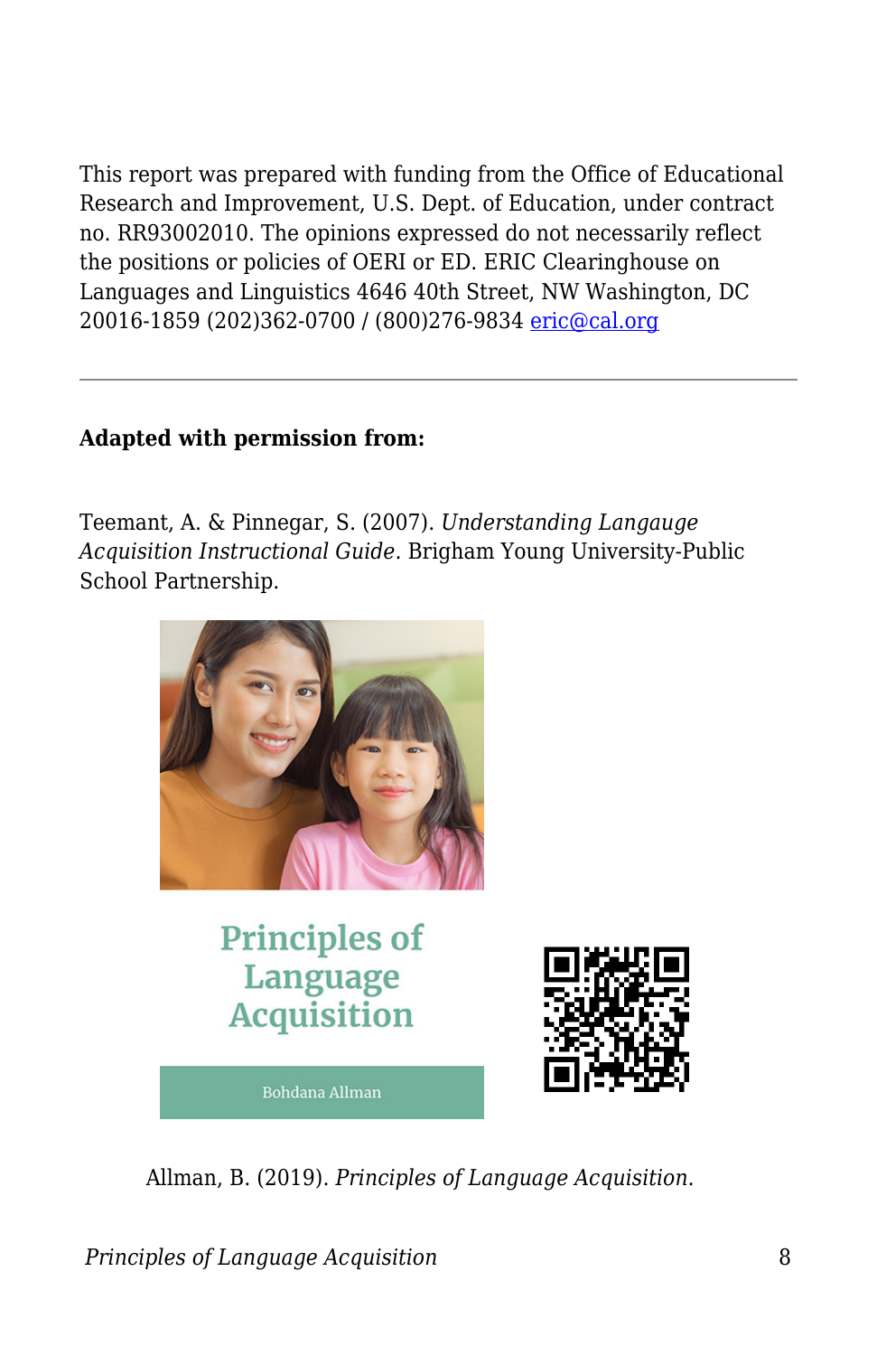This report was prepared with funding from the Office of Educational Research and Improvement, U.S. Dept. of Education, under contract no. RR93002010. The opinions expressed do not necessarily reflect the positions or policies of OERI or ED. ERIC Clearinghouse on Languages and Linguistics 4646 40th Street, NW Washington, DC 20016-1859 (202)362-0700 / (800)276-9834 [eric@cal.org](mailto:eric@cal.org)

---

**Adapted with permission from:**

Teemant, A. & Pinnegar, S. (2007). *Understanding Langauge Acquisition Instructional Guide.* Brigham Young University-Public School Partnership.

Principles of Language Acquisition

Bohdana Allman

Allman, B. (2019). *Principles of Language Acquisition.*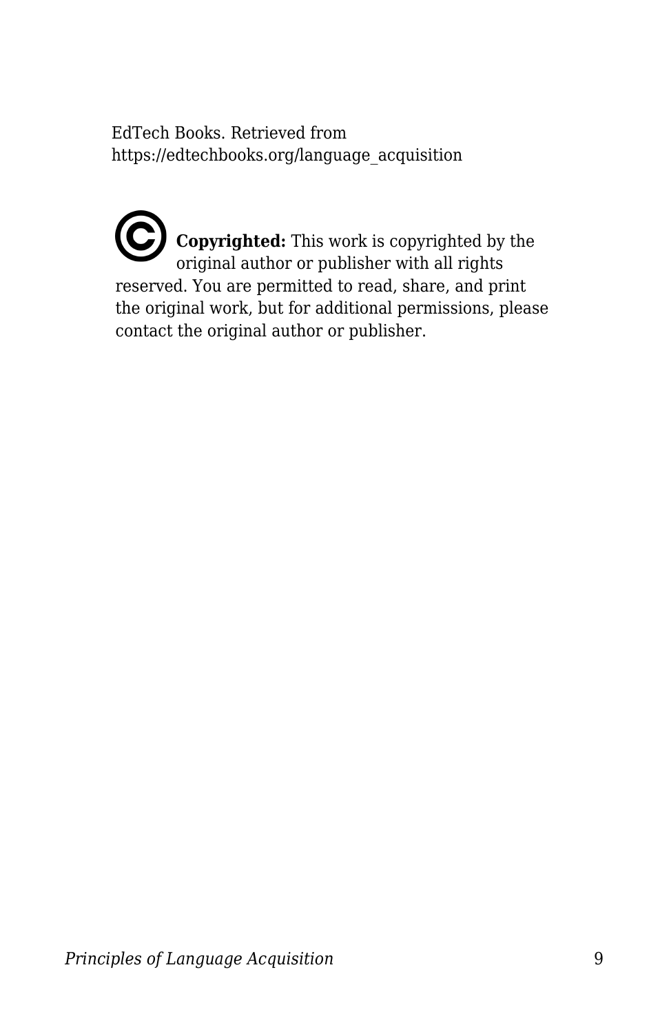EdTech Books. Retrieved from https://edtechbooks.org/language_acquisition

© **Copyrighted:** This work is copyrighted by the original author or publisher with all rights reserved. You are permitted to read, share, and print the original work, but for additional permissions, please contact the original author or publisher.